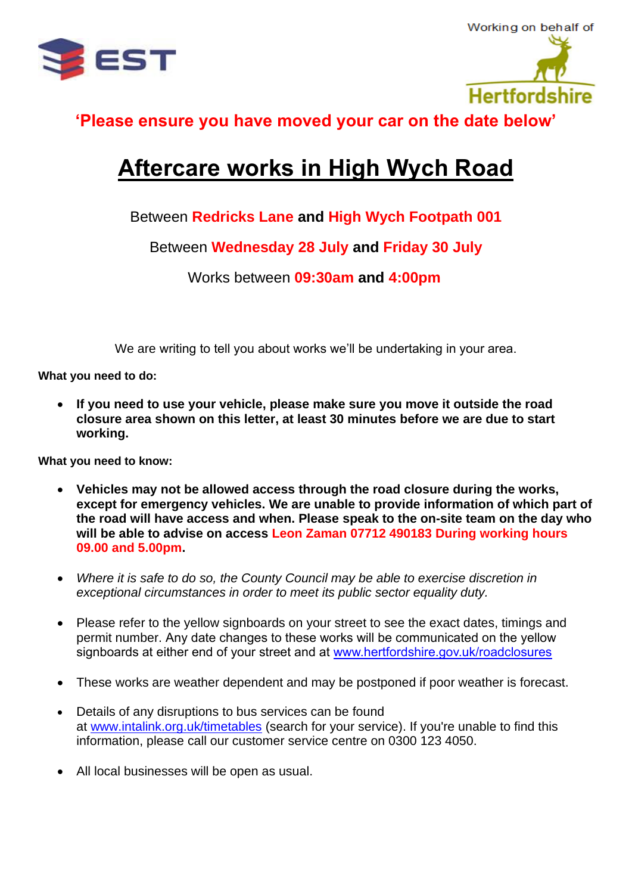EST

Working on behalf of Hertfordshire

**'Please ensure you have moved your car on the date below'**

# Aftercare works in High Wych Road

Between **Redricks Lane and High Wych Footpath 001**

Between **Wednesday 28 July and Friday 30 July**

Works between **09:30am and 4:00pm**

We are writing to tell you about works we'll be undertaking in your area.

**What you need to do:**

- **If you need to use your vehicle, please make sure you move it outside the road closure area shown on this letter, at least 30 minutes before we are due to start working.**

**What you need to know:**

- **Vehicles may not be allowed access through the road closure during the works, except for emergency vehicles. We are unable to provide information of which part of the road will have access and when. Please speak to the on-site team on the day who will be able to advise on access Leon Zaman 07712 490183 During working hours 09.00 and 5.00pm.**

- *Where it is safe to do so, the County Council may be able to exercise discretion in exceptional circumstances in order to meet its public sector equality duty.*

- Please refer to the yellow signboards on your street to see the exact dates, timings and permit number. Any date changes to these works will be communicated on the yellow signboards at either end of your street and at www.hertfordshire.gov.uk/roadclosures

- These works are weather dependent and may be postponed if poor weather is forecast.

- Details of any disruptions to bus services can be found at www.intalink.org.uk/timetables (search for your service). If you're unable to find this information, please call our customer service centre on 0300 123 4050.

- All local businesses will be open as usual.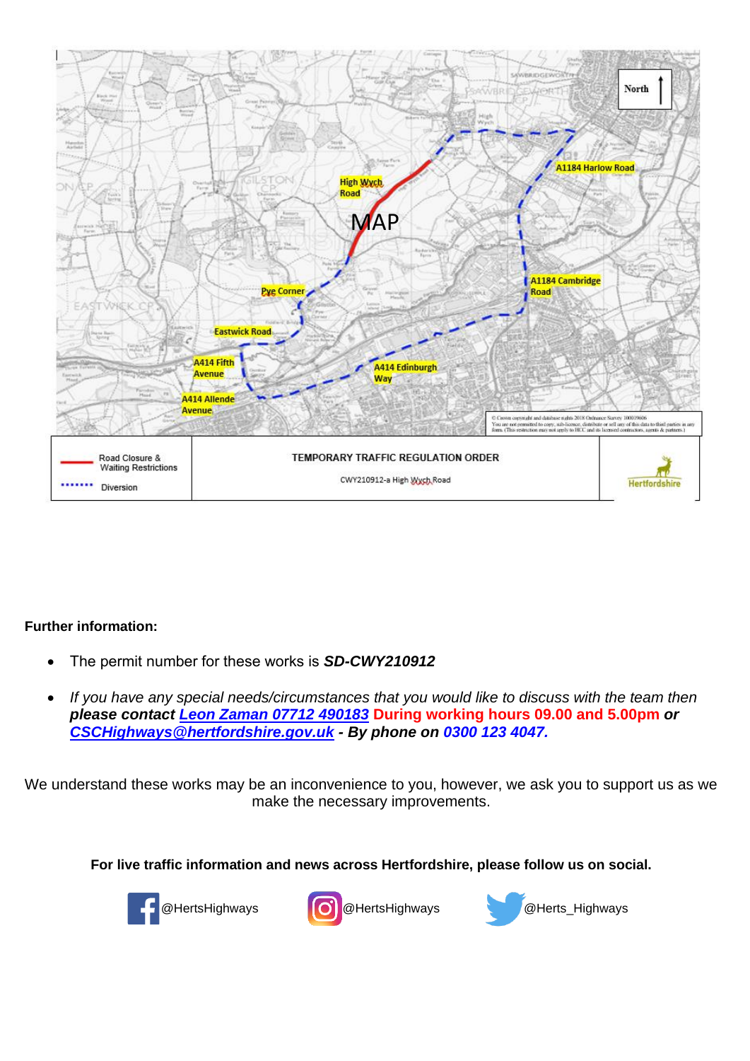MAP

North

High Wych Road

A1184 Harlow Road

A1184 Cambridge Road

Pye Corner

Eastwick Road

A414 Fifth Avenue

A414 Edinburgh Way

A414 Allende Avenue

© Crown copyright and database rights 2018 Ordnance Survey 100019606
You are not permitted to copy, sub-licence, distribute or sell any of this data to third parties in any form. (This restriction may not apply to HCC and its licensed contractors, agents & partners.)

| | | |
|---|---|---|
| Road Closure & Waiting Restrictions<br>Diversion | TEMPORARY TRAFFIC REGULATION ORDER<br>CWY210912-a High Wych Road | Hertfordshire |

**Further information:**

- The permit number for these works is ***SD-CWY210912***
- *If you have any special needs/circumstances that you would like to discuss with the team then* ***please contact Leon Zaman 07712 490183*** **During working hours 09.00 and 5.00pm** ***or CSCHighways@hertfordshire.gov.uk - By phone on 0300 123 4047.***

We understand these works may be an inconvenience to you, however, we ask you to support us as we make the necessary improvements.

**For live traffic information and news across Hertfordshire, please follow us on social.**

@HertsHighways @HertsHighways @Herts_Highways